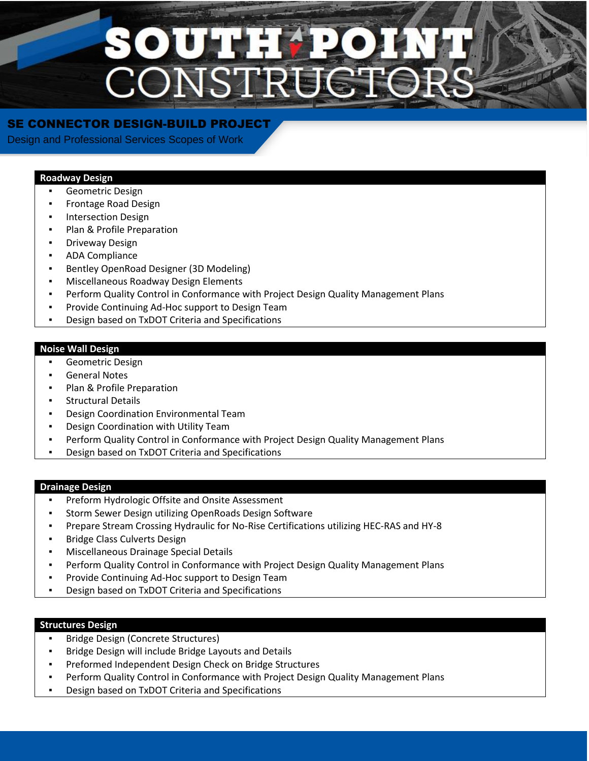# SOUTH POINT CONSTRUCTORS

## SE CONNECTOR DESIGN-BUILD PROJECT

Design and Professional Services Scopes of Work

### Roadway Design

- Geometric Design
- Frontage Road Design
- Intersection Design
- Plan & Profile Preparation
- Driveway Design
- ADA Compliance
- Bentley OpenRoad Designer (3D Modeling)
- Miscellaneous Roadway Design Elements
- Perform Quality Control in Conformance with Project Design Quality Management Plans
- Provide Continuing Ad-Hoc support to Design Team
- Design based on TxDOT Criteria and Specifications

### Noise Wall Design

- Geometric Design
- General Notes
- Plan & Profile Preparation
- Structural Details
- Design Coordination Environmental Team
- Design Coordination with Utility Team
- Perform Quality Control in Conformance with Project Design Quality Management Plans
- Design based on TxDOT Criteria and Specifications

### Drainage Design

- Preform Hydrologic Offsite and Onsite Assessment
- Storm Sewer Design utilizing OpenRoads Design Software
- Prepare Stream Crossing Hydraulic for No-Rise Certifications utilizing HEC-RAS and HY-8
- Bridge Class Culverts Design
- Miscellaneous Drainage Special Details
- Perform Quality Control in Conformance with Project Design Quality Management Plans
- Provide Continuing Ad-Hoc support to Design Team
- Design based on TxDOT Criteria and Specifications

### Structures Design

- Bridge Design (Concrete Structures)
- Bridge Design will include Bridge Layouts and Details
- Preformed Independent Design Check on Bridge Structures
- Perform Quality Control in Conformance with Project Design Quality Management Plans
- Design based on TxDOT Criteria and Specifications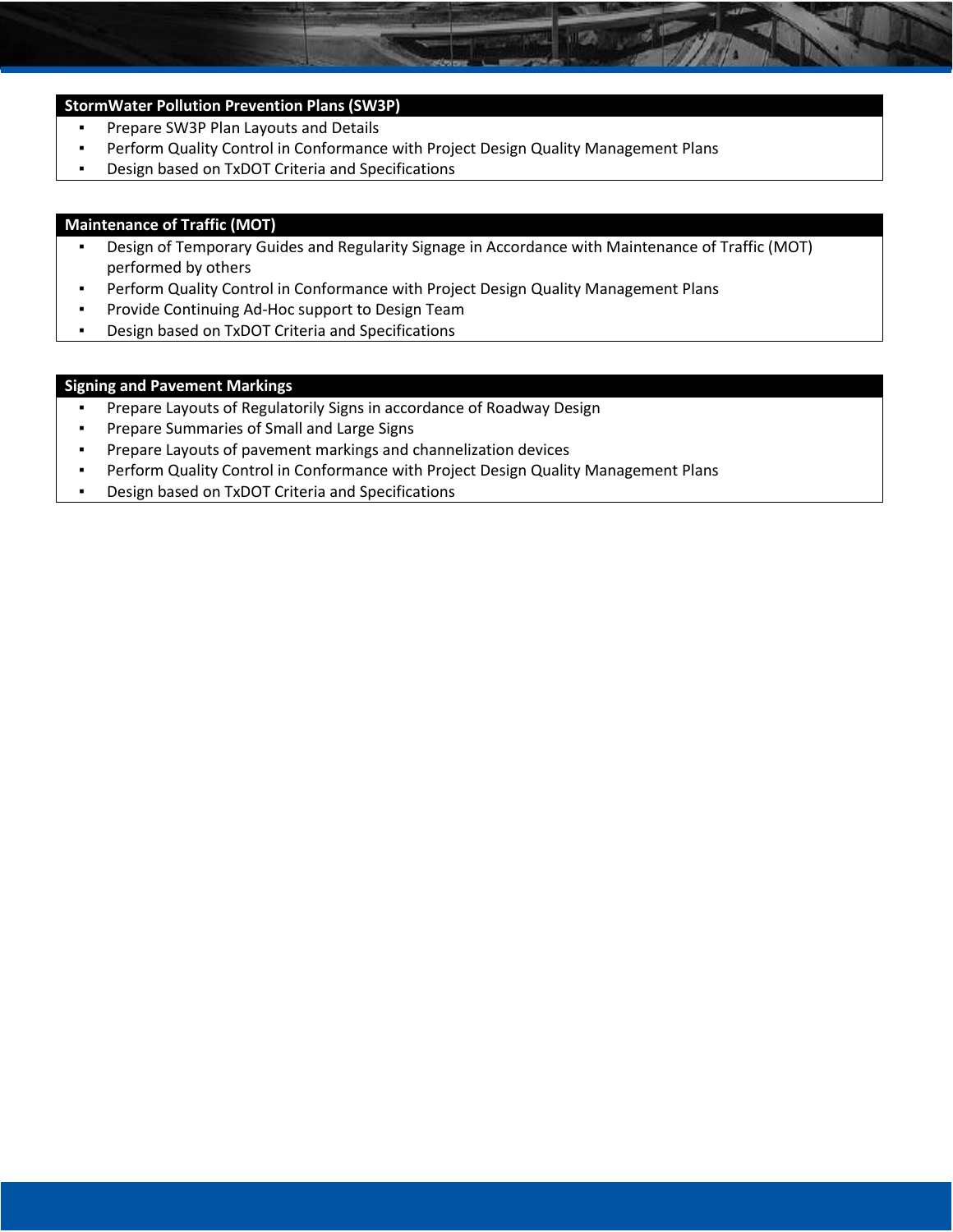## StormWater Pollution Prevention Plans (SW3P)

- Prepare SW3P Plan Layouts and Details
- Perform Quality Control in Conformance with Project Design Quality Management Plans
- Design based on TxDOT Criteria and Specifications

## Maintenance of Traffic (MOT)

- Design of Temporary Guides and Regularity Signage in Accordance with Maintenance of Traffic (MOT) performed by others
- Perform Quality Control in Conformance with Project Design Quality Management Plans
- Provide Continuing Ad-Hoc support to Design Team
- Design based on TxDOT Criteria and Specifications

## Signing and Pavement Markings

- Prepare Layouts of Regulatorily Signs in accordance of Roadway Design
- Prepare Summaries of Small and Large Signs
- Prepare Layouts of pavement markings and channelization devices
- Perform Quality Control in Conformance with Project Design Quality Management Plans
- Design based on TxDOT Criteria and Specifications